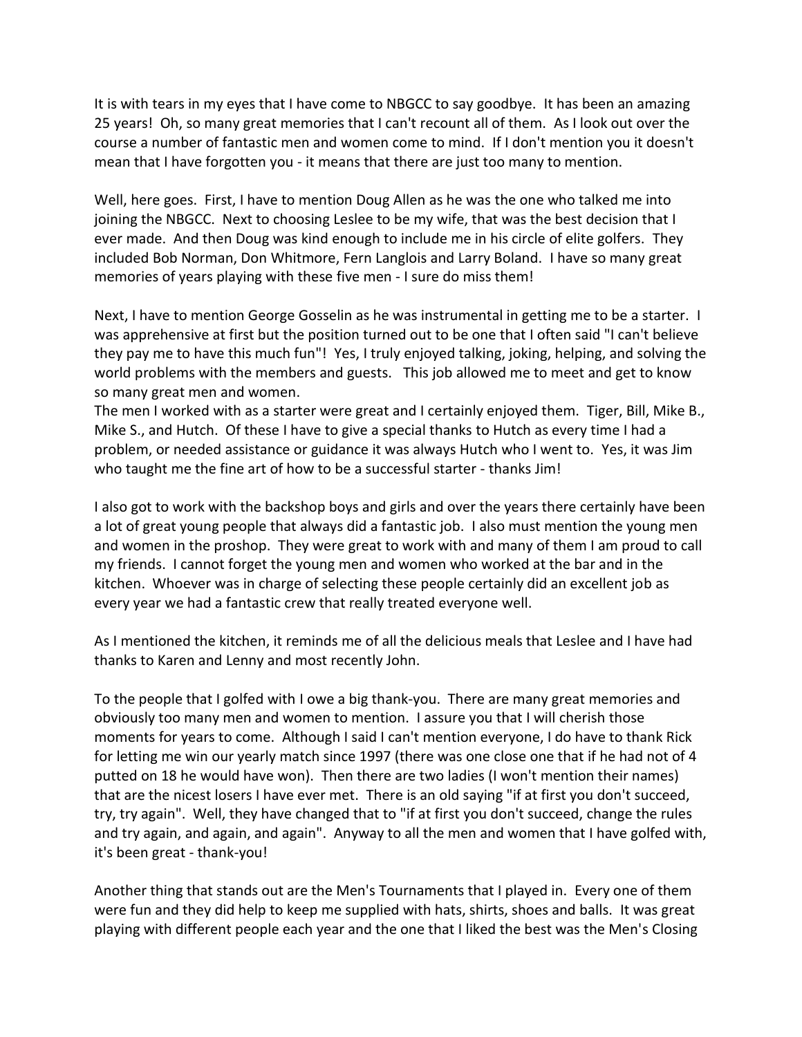It is with tears in my eyes that I have come to NBGCC to say goodbye. It has been an amazing 25 years! Oh, so many great memories that I can't recount all of them. As I look out over the course a number of fantastic men and women come to mind. If I don't mention you it doesn't mean that I have forgotten you - it means that there are just too many to mention.

Well, here goes. First, I have to mention Doug Allen as he was the one who talked me into joining the NBGCC. Next to choosing Leslee to be my wife, that was the best decision that I ever made. And then Doug was kind enough to include me in his circle of elite golfers. They included Bob Norman, Don Whitmore, Fern Langlois and Larry Boland. I have so many great memories of years playing with these five men - I sure do miss them!

Next, I have to mention George Gosselin as he was instrumental in getting me to be a starter. I was apprehensive at first but the position turned out to be one that I often said "I can't believe they pay me to have this much fun"! Yes, I truly enjoyed talking, joking, helping, and solving the world problems with the members and guests. This job allowed me to meet and get to know so many great men and women.
The men I worked with as a starter were great and I certainly enjoyed them. Tiger, Bill, Mike B., Mike S., and Hutch. Of these I have to give a special thanks to Hutch as every time I had a problem, or needed assistance or guidance it was always Hutch who I went to. Yes, it was Jim who taught me the fine art of how to be a successful starter - thanks Jim!

I also got to work with the backshop boys and girls and over the years there certainly have been a lot of great young people that always did a fantastic job. I also must mention the young men and women in the proshop. They were great to work with and many of them I am proud to call my friends. I cannot forget the young men and women who worked at the bar and in the kitchen. Whoever was in charge of selecting these people certainly did an excellent job as every year we had a fantastic crew that really treated everyone well.

As I mentioned the kitchen, it reminds me of all the delicious meals that Leslee and I have had thanks to Karen and Lenny and most recently John.

To the people that I golfed with I owe a big thank-you. There are many great memories and obviously too many men and women to mention. I assure you that I will cherish those moments for years to come. Although I said I can't mention everyone, I do have to thank Rick for letting me win our yearly match since 1997 (there was one close one that if he had not of 4 putted on 18 he would have won). Then there are two ladies (I won't mention their names) that are the nicest losers I have ever met. There is an old saying "if at first you don't succeed, try, try again". Well, they have changed that to "if at first you don't succeed, change the rules and try again, and again, and again". Anyway to all the men and women that I have golfed with, it's been great - thank-you!

Another thing that stands out are the Men's Tournaments that I played in. Every one of them were fun and they did help to keep me supplied with hats, shirts, shoes and balls. It was great playing with different people each year and the one that I liked the best was the Men's Closing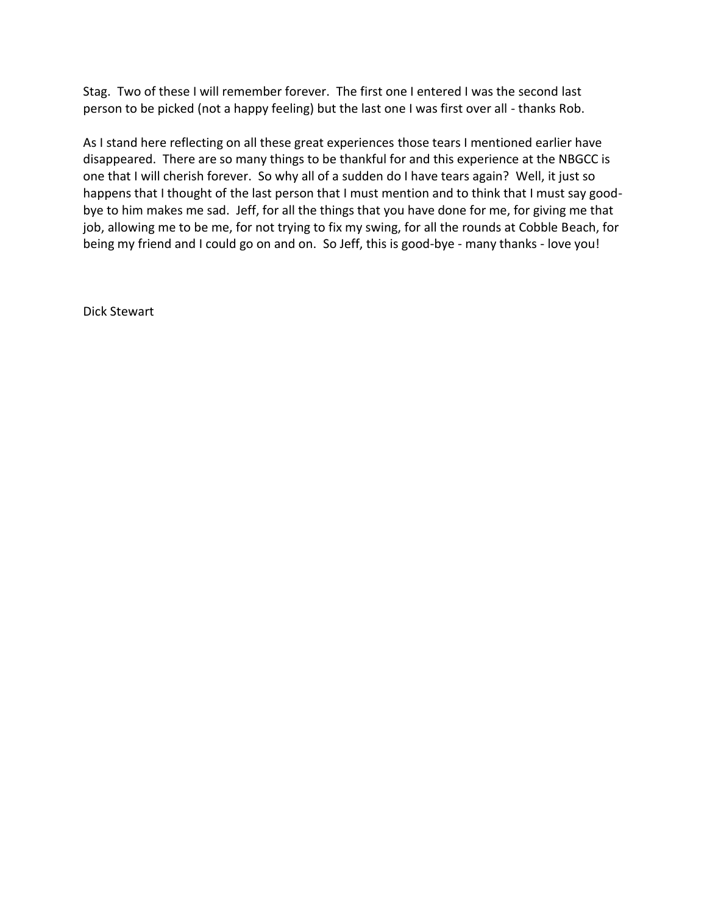Stag. Two of these I will remember forever. The first one I entered I was the second last person to be picked (not a happy feeling) but the last one I was first over all - thanks Rob.

As I stand here reflecting on all these great experiences those tears I mentioned earlier have disappeared. There are so many things to be thankful for and this experience at the NBGCC is one that I will cherish forever. So why all of a sudden do I have tears again? Well, it just so happens that I thought of the last person that I must mention and to think that I must say good-bye to him makes me sad. Jeff, for all the things that you have done for me, for giving me that job, allowing me to be me, for not trying to fix my swing, for all the rounds at Cobble Beach, for being my friend and I could go on and on. So Jeff, this is good-bye - many thanks - love you!

Dick Stewart